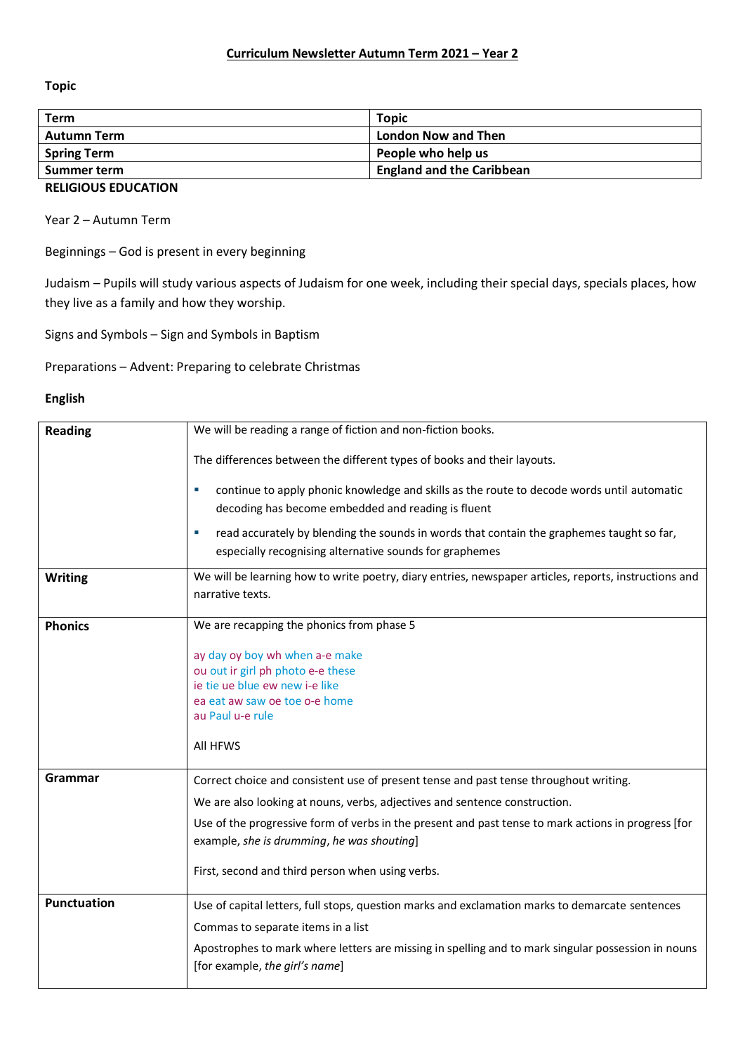# Curriculum Newsletter Autumn Term 2021 – Year 2

**Topic**

| Term | Topic |
|---|---|
| **Autumn Term** | **London Now and Then** |
| **Spring Term** | **People who help us** |
| **Summer term** | **England and the Caribbean** |

**RELIGIOUS EDUCATION**

Year 2 – Autumn Term

Beginnings – God is present in every beginning

Judaism – Pupils will study various aspects of Judaism for one week, including their special days, specials places, how they live as a family and how they worship.

Signs and Symbols – Sign and Symbols in Baptism

Preparations – Advent: Preparing to celebrate Christmas

**English**

| | |
|---|---|
| **Reading** | We will be reading a range of fiction and non-fiction books.<br><br>The differences between the different types of books and their layouts.<br><br>▪ continue to apply phonic knowledge and skills as the route to decode words until automatic decoding has become embedded and reading is fluent<br><br>▪ read accurately by blending the sounds in words that contain the graphemes taught so far, especially recognising alternative sounds for graphemes |
| **Writing** | We will be learning how to write poetry, diary entries, newspaper articles, reports, instructions and narrative texts. |
| **Phonics** | We are recapping the phonics from phase 5<br><br>ay day oy boy wh when a-e make<br>ou out ir girl ph photo e-e these<br>ie tie ue blue ew new i-e like<br>ea eat aw saw oe toe o-e home<br>au Paul u-e rule<br><br>All HFWS |
| **Grammar** | Correct choice and consistent use of present tense and past tense throughout writing.<br><br>We are also looking at nouns, verbs, adjectives and sentence construction.<br><br>Use of the progressive form of verbs in the present and past tense to mark actions in progress [for example, *she is drumming*, *he was shouting*]<br><br>First, second and third person when using verbs. |
| **Punctuation** | Use of capital letters, full stops, question marks and exclamation marks to demarcate sentences<br><br>Commas to separate items in a list<br><br>Apostrophes to mark where letters are missing in spelling and to mark singular possession in nouns [for example, *the girl's name*] |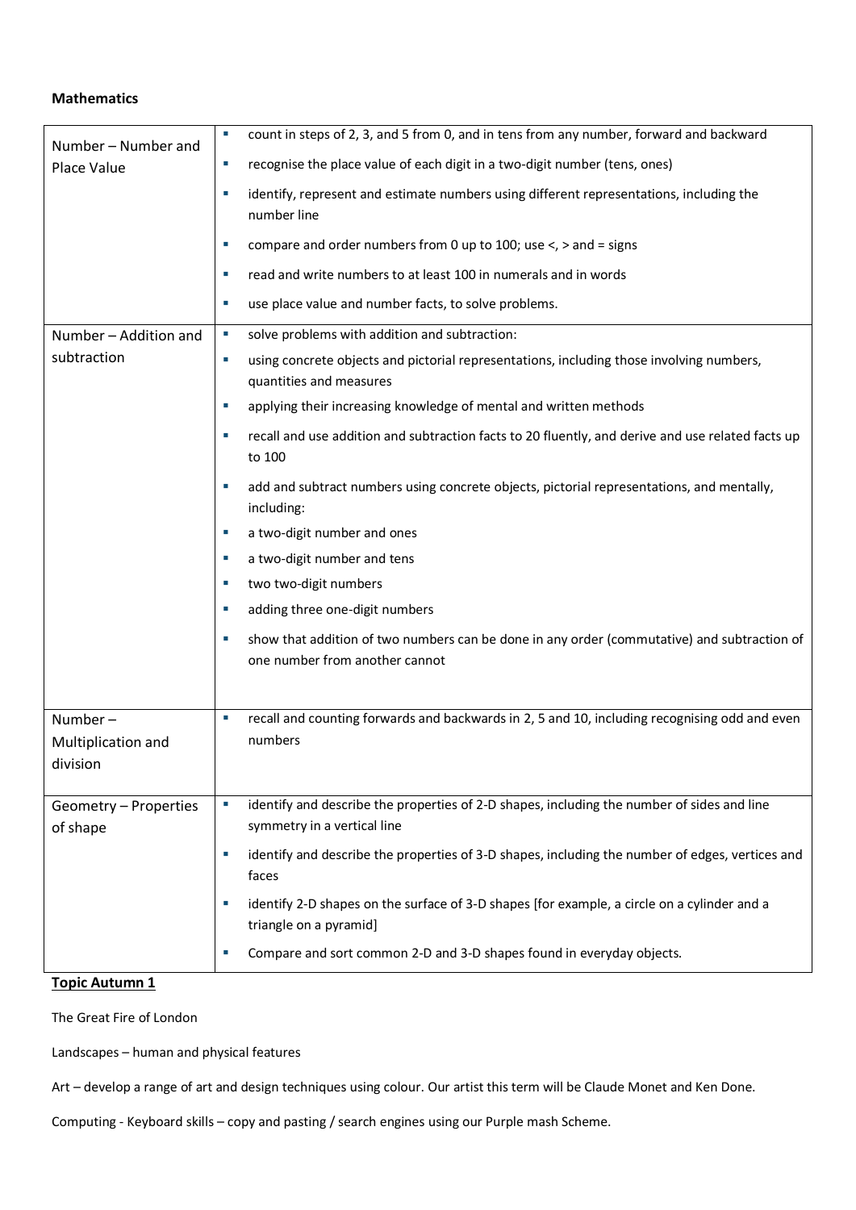**Mathematics**

| | |
|---|---|
| Number – Number and Place Value | ▪ count in steps of 2, 3, and 5 from 0, and in tens from any number, forward and backward<br>▪ recognise the place value of each digit in a two-digit number (tens, ones)<br>▪ identify, represent and estimate numbers using different representations, including the number line<br>▪ compare and order numbers from 0 up to 100; use <, > and = signs<br>▪ read and write numbers to at least 100 in numerals and in words<br>▪ use place value and number facts, to solve problems. |
| Number – Addition and subtraction | ▪ solve problems with addition and subtraction:<br>▪ using concrete objects and pictorial representations, including those involving numbers, quantities and measures<br>▪ applying their increasing knowledge of mental and written methods<br>▪ recall and use addition and subtraction facts to 20 fluently, and derive and use related facts up to 100<br>▪ add and subtract numbers using concrete objects, pictorial representations, and mentally, including:<br>▪ a two-digit number and ones<br>▪ a two-digit number and tens<br>▪ two two-digit numbers<br>▪ adding three one-digit numbers<br>▪ show that addition of two numbers can be done in any order (commutative) and subtraction of one number from another cannot |
| Number – Multiplication and division | ▪ recall and counting forwards and backwards in 2, 5 and 10, including recognising odd and even numbers |
| Geometry – Properties of shape | ▪ identify and describe the properties of 2-D shapes, including the number of sides and line symmetry in a vertical line<br>▪ identify and describe the properties of 3-D shapes, including the number of edges, vertices and faces<br>▪ identify 2-D shapes on the surface of 3-D shapes [for example, a circle on a cylinder and a triangle on a pyramid]<br>▪ Compare and sort common 2-D and 3-D shapes found in everyday objects. |

**Topic Autumn 1**

The Great Fire of London

Landscapes – human and physical features

Art – develop a range of art and design techniques using colour. Our artist this term will be Claude Monet and Ken Done.

Computing - Keyboard skills – copy and pasting / search engines using our Purple mash Scheme.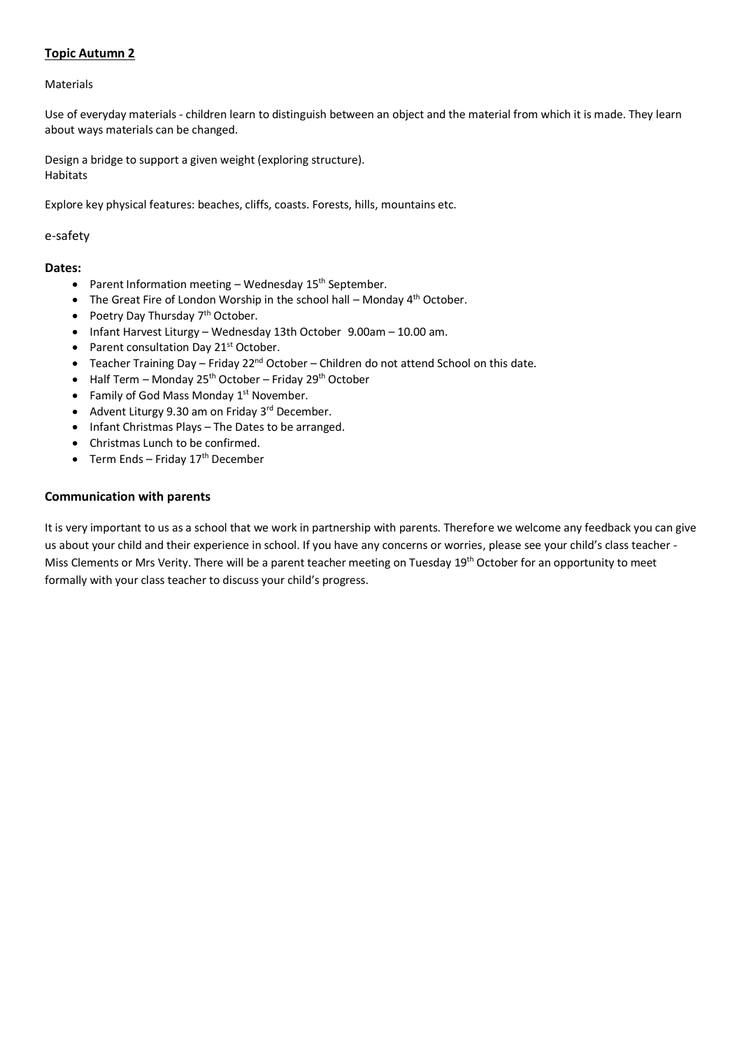## Topic Autumn 2

Materials

Use of everyday materials - children learn to distinguish between an object and the material from which it is made. They learn about ways materials can be changed.

Design a bridge to support a given weight (exploring structure).
Habitats

Explore key physical features: beaches, cliffs, coasts. Forests, hills, mountains etc.

e-safety

**Dates:**

- Parent Information meeting – Wednesday 15th September.
- The Great Fire of London Worship in the school hall – Monday 4th October.
- Poetry Day Thursday 7th October.
- Infant Harvest Liturgy – Wednesday 13th October 9.00am – 10.00 am.
- Parent consultation Day 21st October.
- Teacher Training Day – Friday 22nd October – Children do not attend School on this date.
- Half Term – Monday 25th October – Friday 29th October
- Family of God Mass Monday 1st November.
- Advent Liturgy 9.30 am on Friday 3rd December.
- Infant Christmas Plays – The Dates to be arranged.
- Christmas Lunch to be confirmed.
- Term Ends – Friday 17th December

### Communication with parents

It is very important to us as a school that we work in partnership with parents. Therefore we welcome any feedback you can give us about your child and their experience in school. If you have any concerns or worries, please see your child's class teacher - Miss Clements or Mrs Verity. There will be a parent teacher meeting on Tuesday 19th October for an opportunity to meet formally with your class teacher to discuss your child's progress.